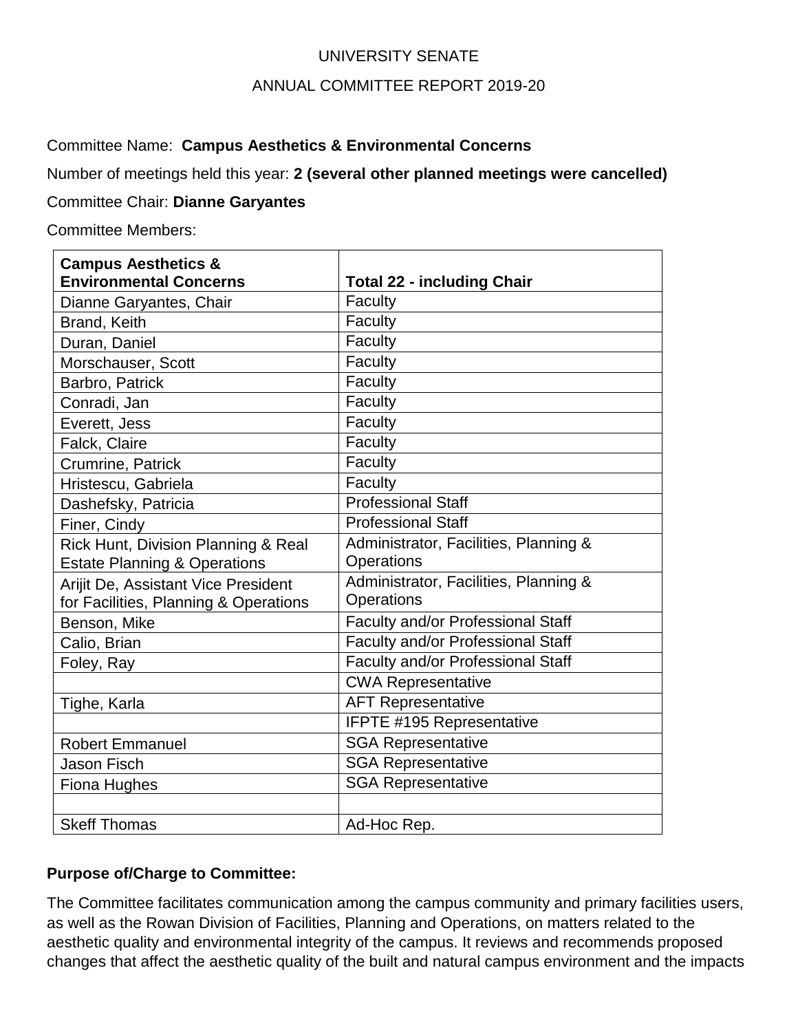UNIVERSITY SENATE

ANNUAL COMMITTEE REPORT 2019-20

Committee Name: **Campus Aesthetics & Environmental Concerns**

Number of meetings held this year: **2 (several other planned meetings were cancelled)**

Committee Chair: **Dianne Garyantes**

Committee Members:

| **Campus Aesthetics & Environmental Concerns** | **Total 22 - including Chair** |
|---|---|
| Dianne Garyantes, Chair | Faculty |
| Brand, Keith | Faculty |
| Duran, Daniel | Faculty |
| Morschauser, Scott | Faculty |
| Barbro, Patrick | Faculty |
| Conradi, Jan | Faculty |
| Everett, Jess | Faculty |
| Falck, Claire | Faculty |
| Crumrine, Patrick | Faculty |
| Hristescu, Gabriela | Faculty |
| Dashefsky, Patricia | Professional Staff |
| Finer, Cindy | Professional Staff |
| Rick Hunt, Division Planning & Real Estate Planning & Operations | Administrator, Facilities, Planning & Operations |
| Arijit De, Assistant Vice President for Facilities, Planning & Operations | Administrator, Facilities, Planning & Operations |
| Benson, Mike | Faculty and/or Professional Staff |
| Calio, Brian | Faculty and/or Professional Staff |
| Foley, Ray | Faculty and/or Professional Staff |
| | CWA Representative |
| Tighe, Karla | AFT Representative |
| | IFPTE #195 Representative |
| Robert Emmanuel | SGA Representative |
| Jason Fisch | SGA Representative |
| Fiona Hughes | SGA Representative |
| | |
| Skeff Thomas | Ad-Hoc Rep. |

**Purpose of/Charge to Committee:**

The Committee facilitates communication among the campus community and primary facilities users, as well as the Rowan Division of Facilities, Planning and Operations, on matters related to the aesthetic quality and environmental integrity of the campus. It reviews and recommends proposed changes that affect the aesthetic quality of the built and natural campus environment and the impacts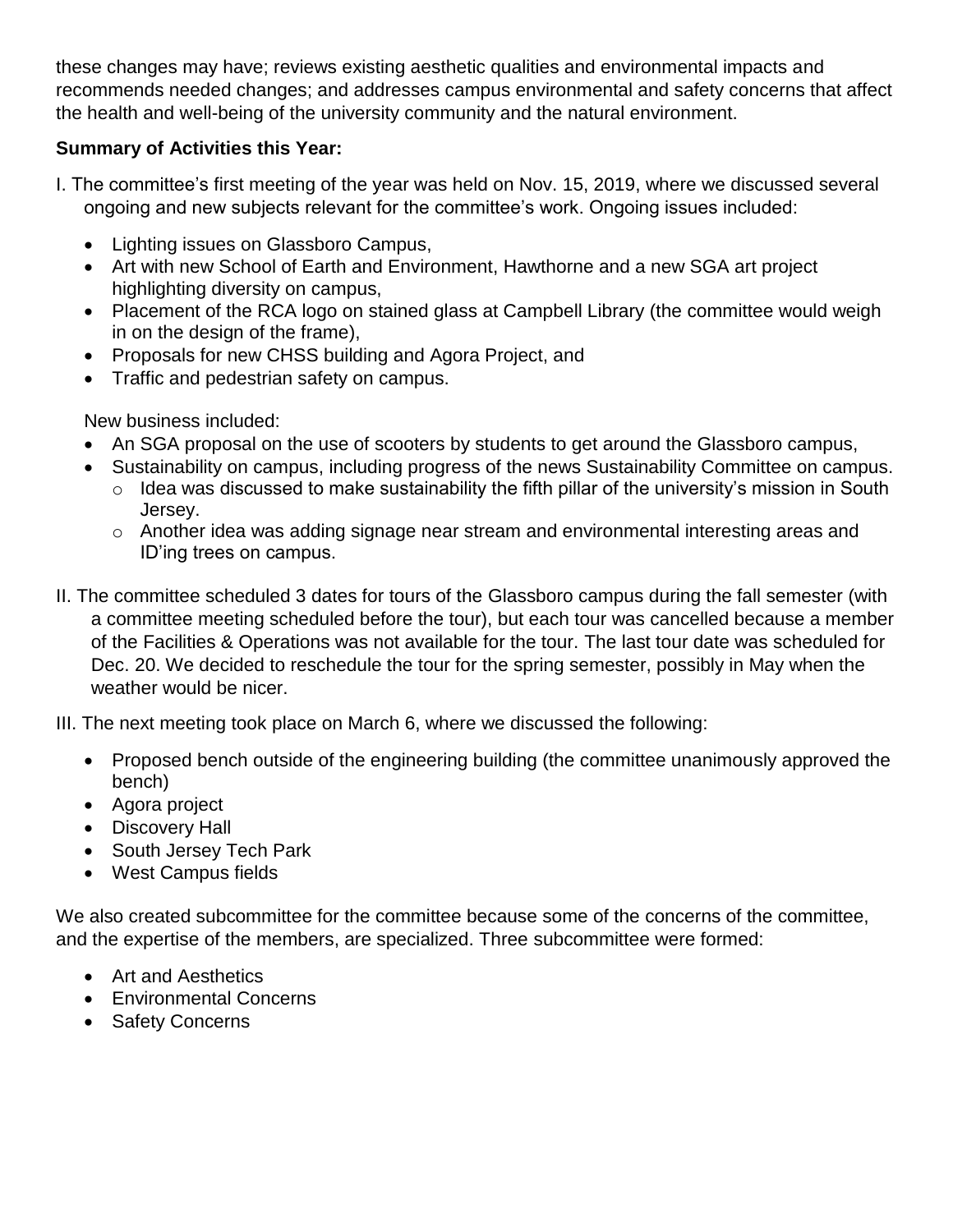these changes may have; reviews existing aesthetic qualities and environmental impacts and recommends needed changes; and addresses campus environmental and safety concerns that affect the health and well-being of the university community and the natural environment.

**Summary of Activities this Year:**

I. The committee's first meeting of the year was held on Nov. 15, 2019, where we discussed several ongoing and new subjects relevant for the committee's work. Ongoing issues included:

- Lighting issues on Glassboro Campus,
- Art with new School of Earth and Environment, Hawthorne and a new SGA art project highlighting diversity on campus,
- Placement of the RCA logo on stained glass at Campbell Library (the committee would weigh in on the design of the frame),
- Proposals for new CHSS building and Agora Project, and
- Traffic and pedestrian safety on campus.

New business included:

- An SGA proposal on the use of scooters by students to get around the Glassboro campus,
- Sustainability on campus, including progress of the news Sustainability Committee on campus.
  - Idea was discussed to make sustainability the fifth pillar of the university's mission in South Jersey.
  - Another idea was adding signage near stream and environmental interesting areas and ID'ing trees on campus.

II. The committee scheduled 3 dates for tours of the Glassboro campus during the fall semester (with a committee meeting scheduled before the tour), but each tour was cancelled because a member of the Facilities & Operations was not available for the tour. The last tour date was scheduled for Dec. 20. We decided to reschedule the tour for the spring semester, possibly in May when the weather would be nicer.

III. The next meeting took place on March 6, where we discussed the following:

- Proposed bench outside of the engineering building (the committee unanimously approved the bench)
- Agora project
- Discovery Hall
- South Jersey Tech Park
- West Campus fields

We also created subcommittee for the committee because some of the concerns of the committee, and the expertise of the members, are specialized. Three subcommittee were formed:

- Art and Aesthetics
- Environmental Concerns
- Safety Concerns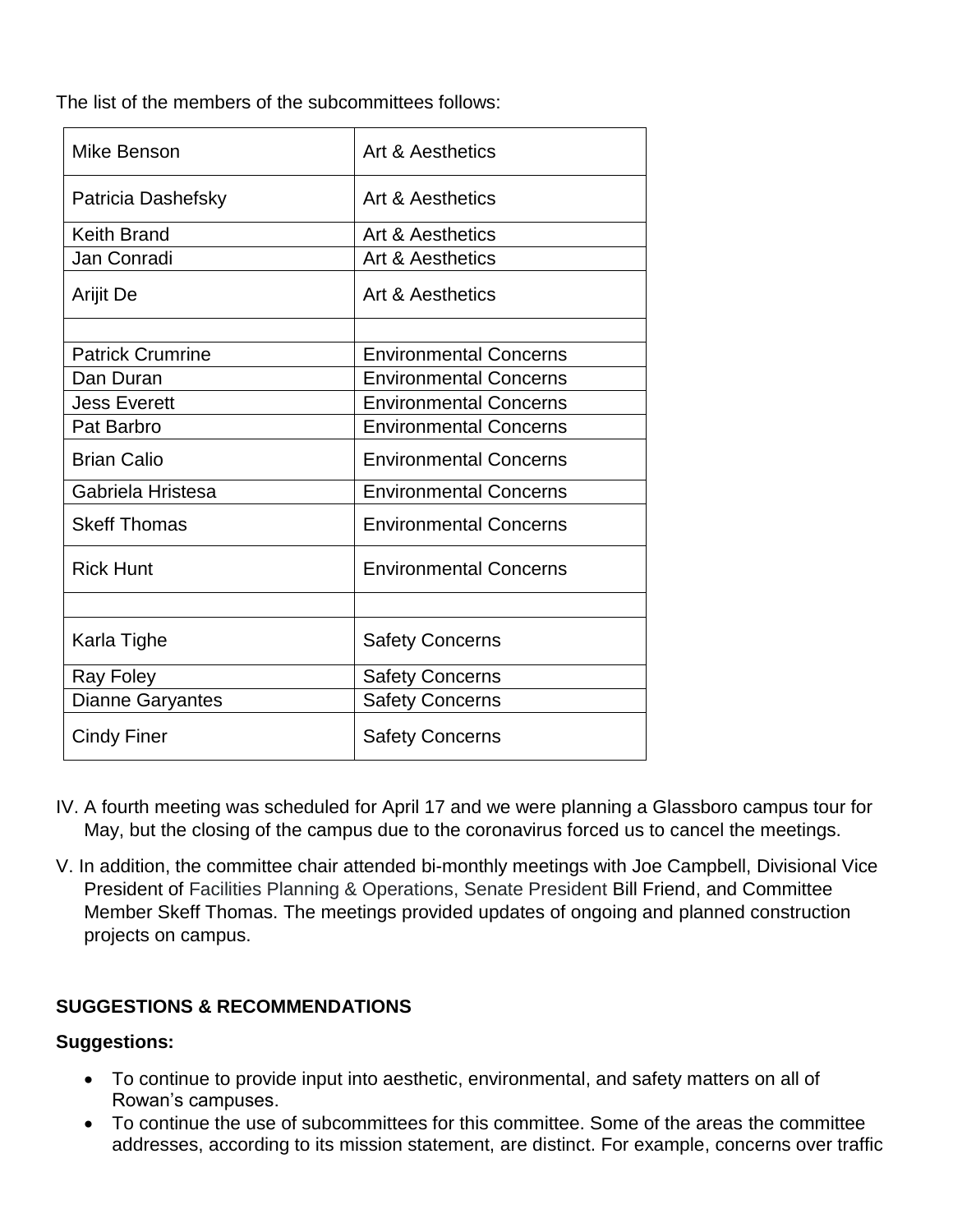The list of the members of the subcommittees follows:

| | |
|---|---|
| Mike Benson | Art & Aesthetics |
| Patricia Dashefsky | Art & Aesthetics |
| Keith Brand | Art & Aesthetics |
| Jan Conradi | Art & Aesthetics |
| Arijit De | Art & Aesthetics |
| | |
| Patrick Crumrine | Environmental Concerns |
| Dan Duran | Environmental Concerns |
| Jess Everett | Environmental Concerns |
| Pat Barbro | Environmental Concerns |
| Brian Calio | Environmental Concerns |
| Gabriela Hristesa | Environmental Concerns |
| Skeff Thomas | Environmental Concerns |
| Rick Hunt | Environmental Concerns |
| | |
| Karla Tighe | Safety Concerns |
| Ray Foley | Safety Concerns |
| Dianne Garyantes | Safety Concerns |
| Cindy Finer | Safety Concerns |

IV. A fourth meeting was scheduled for April 17 and we were planning a Glassboro campus tour for May, but the closing of the campus due to the coronavirus forced us to cancel the meetings.

V. In addition, the committee chair attended bi-monthly meetings with Joe Campbell, Divisional Vice President of Facilities Planning & Operations, Senate President Bill Friend, and Committee Member Skeff Thomas. The meetings provided updates of ongoing and planned construction projects on campus.

**SUGGESTIONS & RECOMMENDATIONS**

**Suggestions:**

- To continue to provide input into aesthetic, environmental, and safety matters on all of Rowan's campuses.
- To continue the use of subcommittees for this committee. Some of the areas the committee addresses, according to its mission statement, are distinct. For example, concerns over traffic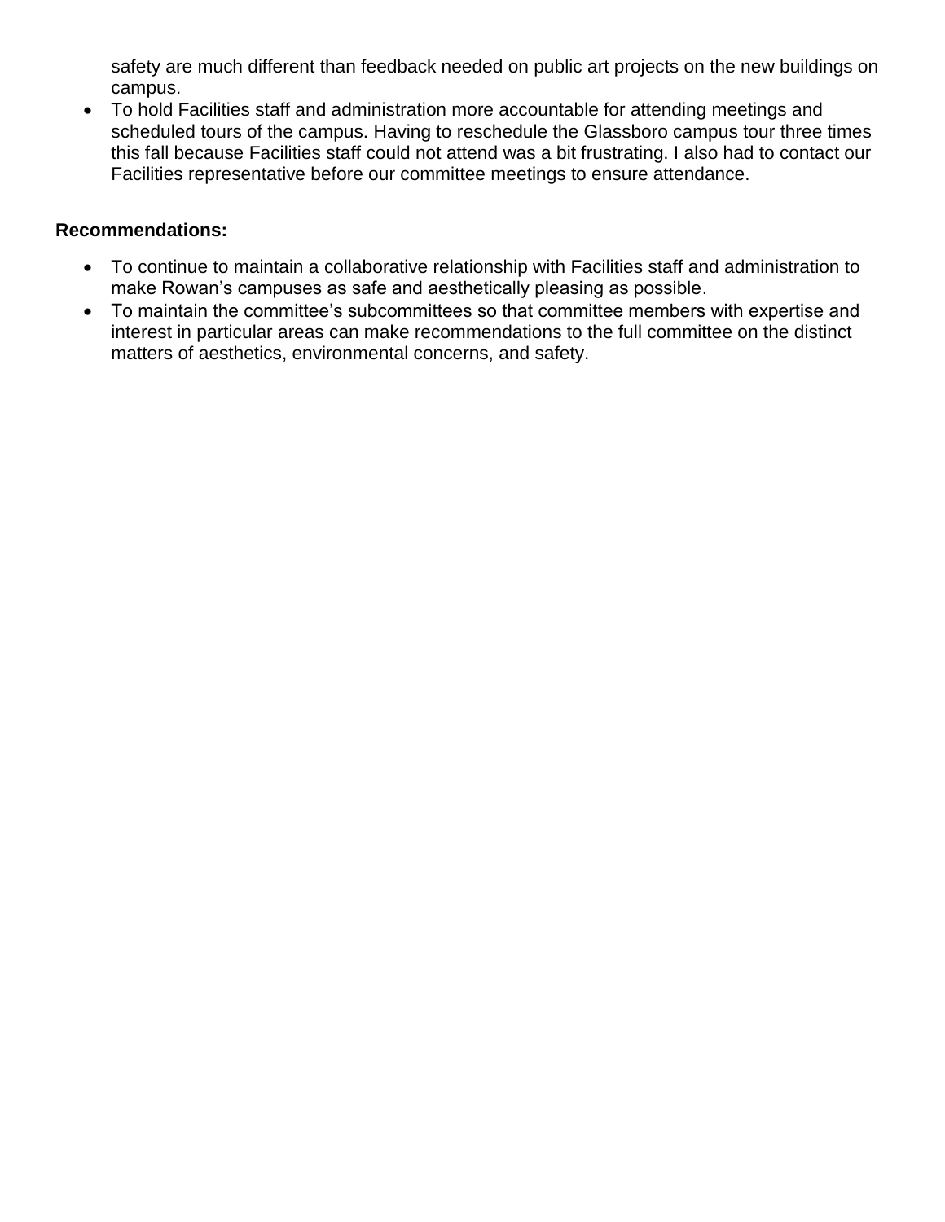safety are much different than feedback needed on public art projects on the new buildings on campus.

- To hold Facilities staff and administration more accountable for attending meetings and scheduled tours of the campus. Having to reschedule the Glassboro campus tour three times this fall because Facilities staff could not attend was a bit frustrating. I also had to contact our Facilities representative before our committee meetings to ensure attendance.

**Recommendations:**

- To continue to maintain a collaborative relationship with Facilities staff and administration to make Rowan's campuses as safe and aesthetically pleasing as possible.
- To maintain the committee's subcommittees so that committee members with expertise and interest in particular areas can make recommendations to the full committee on the distinct matters of aesthetics, environmental concerns, and safety.